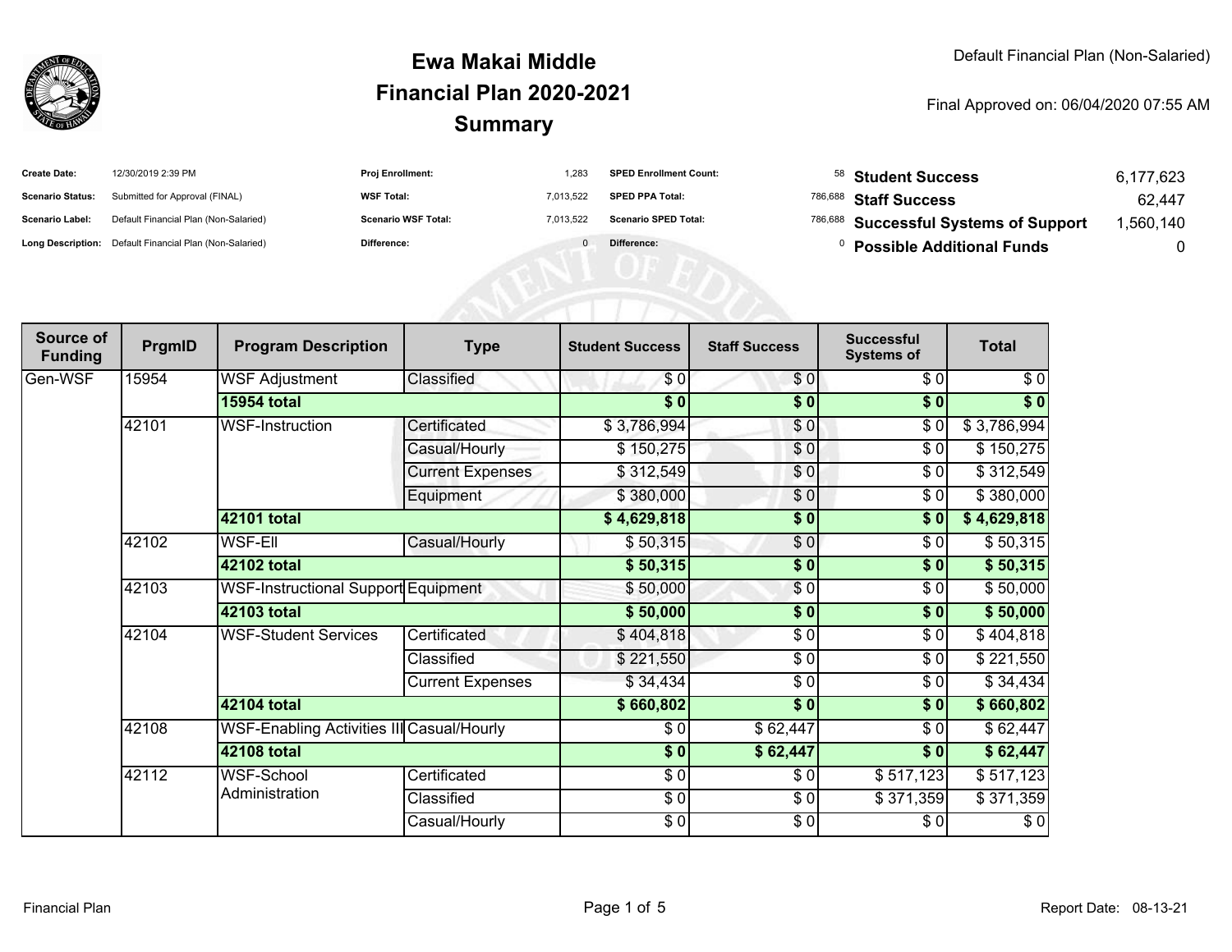# Ewa Makai Middle
# Financial Plan 2020-2021
# Summary

Default Financial Plan (Non-Salaried)

Final Approved on: 06/04/2020 07:55 AM

| | | | | | | | |
|---|---|---|---|---|---|---|---|
| **Create Date:** | 12/30/2019 2:39 PM | **Proj Enrollment:** | 1,283 | **SPED Enrollment Count:** | 58 | **Student Success** | 6,177,623 |
| **Scenario Status:** | Submitted for Approval (FINAL) | **WSF Total:** | 7,013,522 | **SPED PPA Total:** | 786,688 | **Staff Success** | 62,447 |
| **Scenario Label:** | Default Financial Plan (Non-Salaried) | **Scenario WSF Total:** | 7,013,522 | **Scenario SPED Total:** | 786,688 | **Successful Systems of Support** | 1,560,140 |
| **Long Description:** | Default Financial Plan (Non-Salaried) | **Difference:** | 0 | **Difference:** | 0 | **Possible Additional Funds** | 0 |

| Source of Funding | PrgmID | Program Description | Type | Student Success | Staff Success | Successful Systems of | Total |
|---|---|---|---|---|---|---|---|
| Gen-WSF | 15954 | WSF Adjustment | Classified | $ 0 | $ 0 | $ 0 | $ 0 |
| | | **15954 total** | | **$ 0** | **$ 0** | **$ 0** | **$ 0** |
| | 42101 | WSF-Instruction | Certificated | $ 3,786,994 | $ 0 | $ 0 | $ 3,786,994 |
| | | | Casual/Hourly | $ 150,275 | $ 0 | $ 0 | $ 150,275 |
| | | | Current Expenses | $ 312,549 | $ 0 | $ 0 | $ 312,549 |
| | | | Equipment | $ 380,000 | $ 0 | $ 0 | $ 380,000 |
| | | **42101 total** | | **$ 4,629,818** | **$ 0** | **$ 0** | **$ 4,629,818** |
| | 42102 | WSF-Ell | Casual/Hourly | $ 50,315 | $ 0 | $ 0 | $ 50,315 |
| | | **42102 total** | | **$ 50,315** | **$ 0** | **$ 0** | **$ 50,315** |
| | 42103 | WSF-Instructional Support | Equipment | $ 50,000 | $ 0 | $ 0 | $ 50,000 |
| | | **42103 total** | | **$ 50,000** | **$ 0** | **$ 0** | **$ 50,000** |
| | 42104 | WSF-Student Services | Certificated | $ 404,818 | $ 0 | $ 0 | $ 404,818 |
| | | | Classified | $ 221,550 | $ 0 | $ 0 | $ 221,550 |
| | | | Current Expenses | $ 34,434 | $ 0 | $ 0 | $ 34,434 |
| | | **42104 total** | | **$ 660,802** | **$ 0** | **$ 0** | **$ 660,802** |
| | 42108 | WSF-Enabling Activities III | Casual/Hourly | $ 0 | $ 62,447 | $ 0 | $ 62,447 |
| | | **42108 total** | | **$ 0** | **$ 62,447** | **$ 0** | **$ 62,447** |
| | 42112 | WSF-School Administration | Certificated | $ 0 | $ 0 | $ 517,123 | $ 517,123 |
| | | | Classified | $ 0 | $ 0 | $ 371,359 | $ 371,359 |
| | | | Casual/Hourly | $ 0 | $ 0 | $ 0 | $ 0 |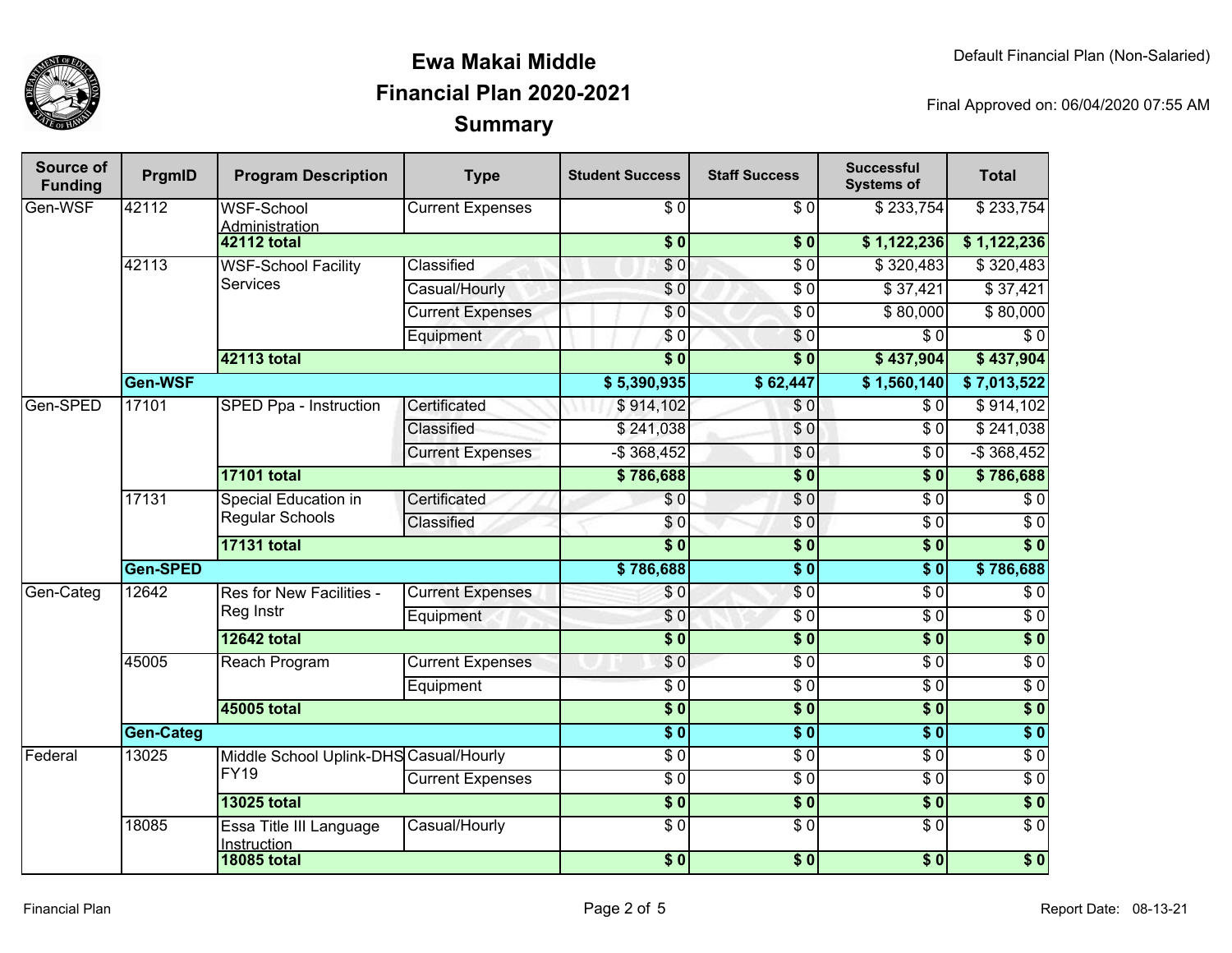# Ewa Makai Middle
## Financial Plan 2020-2021
## Summary

Default Financial Plan (Non-Salaried)

Final Approved on: 06/04/2020 07:55 AM

| Source of Funding | PrgmID | Program Description | Type | Student Success | Staff Success | Successful Systems of | Total |
|---|---|---|---|---|---|---|---|
| Gen-WSF | 42112 | WSF-School Administration | Current Expenses | $ 0 | $ 0 | $ 233,754 | $ 233,754 |
| | | **42112 total** | | **$ 0** | **$ 0** | **$ 1,122,236** | **$ 1,122,236** |
| | 42113 | WSF-School Facility Services | Classified | $ 0 | $ 0 | $ 320,483 | $ 320,483 |
| | | | Casual/Hourly | $ 0 | $ 0 | $ 37,421 | $ 37,421 |
| | | | Current Expenses | $ 0 | $ 0 | $ 80,000 | $ 80,000 |
| | | | Equipment | $ 0 | $ 0 | $ 0 | $ 0 |
| | | **42113 total** | | **$ 0** | **$ 0** | **$ 437,904** | **$ 437,904** |
| | **Gen-WSF** | | | **$ 5,390,935** | **$ 62,447** | **$ 1,560,140** | **$ 7,013,522** |
| Gen-SPED | 17101 | SPED Ppa - Instruction | Certificated | $ 914,102 | $ 0 | $ 0 | $ 914,102 |
| | | | Classified | $ 241,038 | $ 0 | $ 0 | $ 241,038 |
| | | | Current Expenses | -$ 368,452 | $ 0 | $ 0 | -$ 368,452 |
| | | **17101 total** | | **$ 786,688** | **$ 0** | **$ 0** | **$ 786,688** |
| | 17131 | Special Education in Regular Schools | Certificated | $ 0 | $ 0 | $ 0 | $ 0 |
| | | | Classified | $ 0 | $ 0 | $ 0 | $ 0 |
| | | **17131 total** | | **$ 0** | **$ 0** | **$ 0** | **$ 0** |
| | **Gen-SPED** | | | **$ 786,688** | **$ 0** | **$ 0** | **$ 786,688** |
| Gen-Categ | 12642 | Res for New Facilities - Reg Instr | Current Expenses | $ 0 | $ 0 | $ 0 | $ 0 |
| | | | Equipment | $ 0 | $ 0 | $ 0 | $ 0 |
| | | **12642 total** | | **$ 0** | **$ 0** | **$ 0** | **$ 0** |
| | 45005 | Reach Program | Current Expenses | $ 0 | $ 0 | $ 0 | $ 0 |
| | | | Equipment | $ 0 | $ 0 | $ 0 | $ 0 |
| | | **45005 total** | | **$ 0** | **$ 0** | **$ 0** | **$ 0** |
| | **Gen-Categ** | | | **$ 0** | **$ 0** | **$ 0** | **$ 0** |
| Federal | 13025 | Middle School Uplink-DHS FY19 | Casual/Hourly | $ 0 | $ 0 | $ 0 | $ 0 |
| | | | Current Expenses | $ 0 | $ 0 | $ 0 | $ 0 |
| | | **13025 total** | | **$ 0** | **$ 0** | **$ 0** | **$ 0** |
| | 18085 | Essa Title III Language Instruction | Casual/Hourly | $ 0 | $ 0 | $ 0 | $ 0 |
| | | **18085 total** | | **$ 0** | **$ 0** | **$ 0** | **$ 0** |

Financial Plan

Report Date: 08-13-21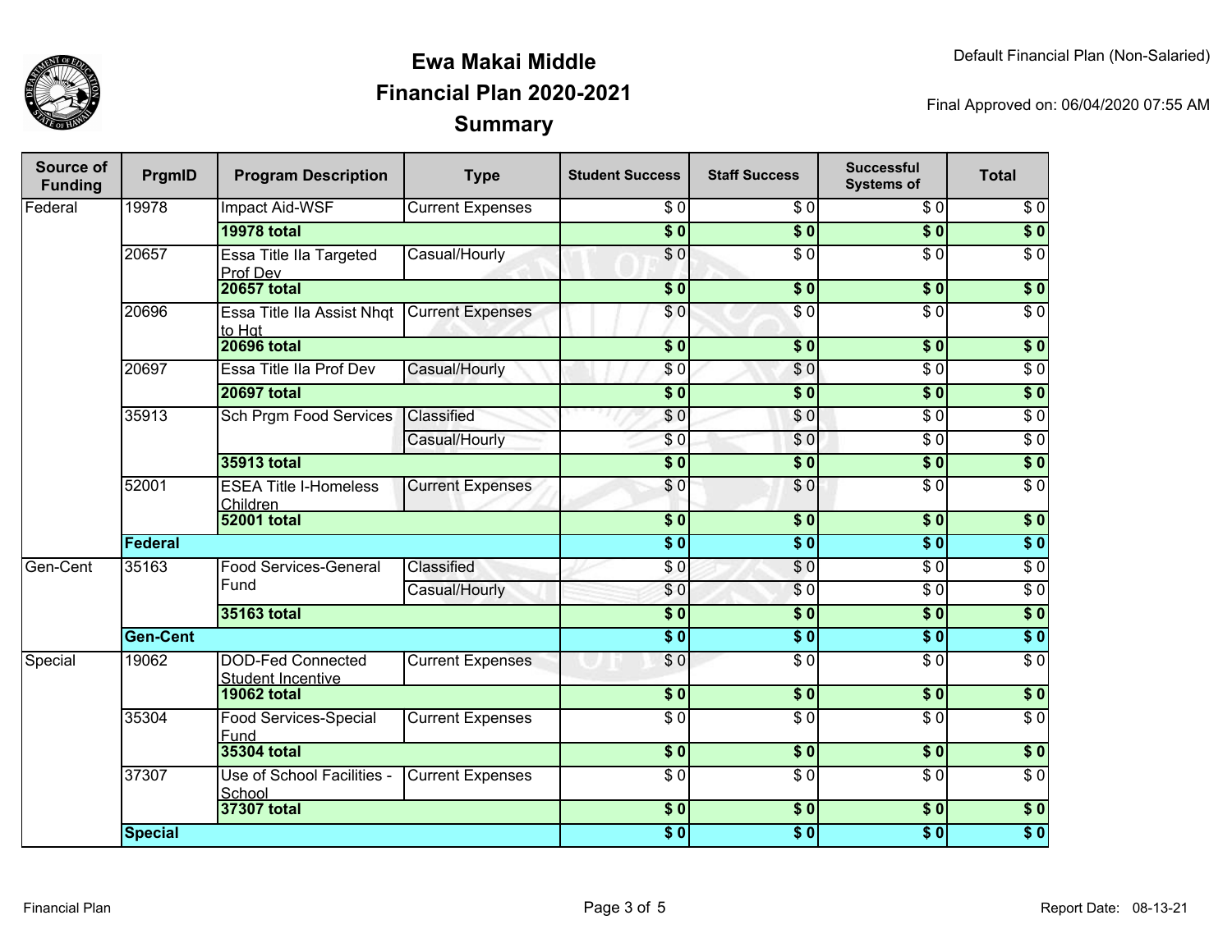# Ewa Makai Middle
## Financial Plan 2020-2021
### Summary

Default Financial Plan (Non-Salaried)

Final Approved on: 06/04/2020 07:55 AM

| Source of Funding | PrgmID | Program Description | Type | Student Success | Staff Success | Successful Systems of | Total |
|---|---|---|---|---|---|---|---|
| Federal | 19978 | Impact Aid-WSF | Current Expenses | $ 0 | $ 0 | $ 0 | $ 0 |
| | | **19978 total** | | **$ 0** | **$ 0** | **$ 0** | **$ 0** |
| | 20657 | Essa Title IIa Targeted Prof Dev | Casual/Hourly | $ 0 | $ 0 | $ 0 | $ 0 |
| | | **20657 total** | | **$ 0** | **$ 0** | **$ 0** | **$ 0** |
| | 20696 | Essa Title IIa Assist Nhqt to Hqt | Current Expenses | $ 0 | $ 0 | $ 0 | $ 0 |
| | | **20696 total** | | **$ 0** | **$ 0** | **$ 0** | **$ 0** |
| | 20697 | Essa Title IIa Prof Dev | Casual/Hourly | $ 0 | $ 0 | $ 0 | $ 0 |
| | | **20697 total** | | **$ 0** | **$ 0** | **$ 0** | **$ 0** |
| | 35913 | Sch Prgm Food Services | Classified | $ 0 | $ 0 | $ 0 | $ 0 |
| | | | Casual/Hourly | $ 0 | $ 0 | $ 0 | $ 0 |
| | | **35913 total** | | **$ 0** | **$ 0** | **$ 0** | **$ 0** |
| | 52001 | ESEA Title I-Homeless Children | Current Expenses | $ 0 | $ 0 | $ 0 | $ 0 |
| | | **52001 total** | | **$ 0** | **$ 0** | **$ 0** | **$ 0** |
| | **Federal** | | | **$ 0** | **$ 0** | **$ 0** | **$ 0** |
| Gen-Cent | 35163 | Food Services-General Fund | Classified | $ 0 | $ 0 | $ 0 | $ 0 |
| | | | Casual/Hourly | $ 0 | $ 0 | $ 0 | $ 0 |
| | | **35163 total** | | **$ 0** | **$ 0** | **$ 0** | **$ 0** |
| | **Gen-Cent** | | | **$ 0** | **$ 0** | **$ 0** | **$ 0** |
| Special | 19062 | DOD-Fed Connected Student Incentive | Current Expenses | $ 0 | $ 0 | $ 0 | $ 0 |
| | | **19062 total** | | **$ 0** | **$ 0** | **$ 0** | **$ 0** |
| | 35304 | Food Services-Special Fund | Current Expenses | $ 0 | $ 0 | $ 0 | $ 0 |
| | | **35304 total** | | **$ 0** | **$ 0** | **$ 0** | **$ 0** |
| | 37307 | Use of School Facilities - School | Current Expenses | $ 0 | $ 0 | $ 0 | $ 0 |
| | | **37307 total** | | **$ 0** | **$ 0** | **$ 0** | **$ 0** |
| | **Special** | | | **$ 0** | **$ 0** | **$ 0** | **$ 0** |

Report Date: 08-13-21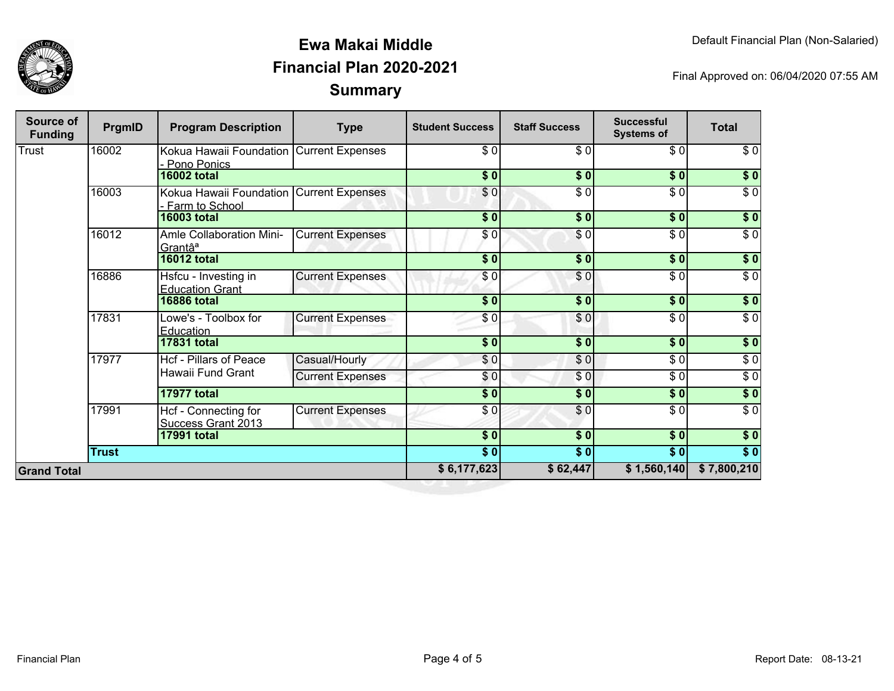# Ewa Makai Middle
## Financial Plan 2020-2021
## Summary

Default Financial Plan (Non-Salaried)

Final Approved on: 06/04/2020 07:55 AM

| Source of Funding | PrgmID | Program Description | Type | Student Success | Staff Success | Successful Systems of | Total |
|---|---|---|---|---|---|---|---|
| Trust | 16002 | Kokua Hawaii Foundation - Pono Ponics | Current Expenses | $ 0 | $ 0 | $ 0 | $ 0 |
| | | **16002 total** | | **$ 0** | **$ 0** | **$ 0** | **$ 0** |
| | 16003 | Kokua Hawaii Foundation - Farm to School | Current Expenses | $ 0 | $ 0 | $ 0 | $ 0 |
| | | **16003 total** | | **$ 0** | **$ 0** | **$ 0** | **$ 0** |
| | 16012 | Amle Collaboration Mini-Grantâª | Current Expenses | $ 0 | $ 0 | $ 0 | $ 0 |
| | | **16012 total** | | **$ 0** | **$ 0** | **$ 0** | **$ 0** |
| | 16886 | Hsfcu - Investing in Education Grant | Current Expenses | $ 0 | $ 0 | $ 0 | $ 0 |
| | | **16886 total** | | **$ 0** | **$ 0** | **$ 0** | **$ 0** |
| | 17831 | Lowe's - Toolbox for Education | Current Expenses | $ 0 | $ 0 | $ 0 | $ 0 |
| | | **17831 total** | | **$ 0** | **$ 0** | **$ 0** | **$ 0** |
| | 17977 | Hcf - Pillars of Peace Hawaii Fund Grant | Casual/Hourly | $ 0 | $ 0 | $ 0 | $ 0 |
| | | | Current Expenses | $ 0 | $ 0 | $ 0 | $ 0 |
| | | **17977 total** | | **$ 0** | **$ 0** | **$ 0** | **$ 0** |
| | 17991 | Hcf - Connecting for Success Grant 2013 | Current Expenses | $ 0 | $ 0 | $ 0 | $ 0 |
| | | **17991 total** | | **$ 0** | **$ 0** | **$ 0** | **$ 0** |
| | **Trust** | | | **$ 0** | **$ 0** | **$ 0** | **$ 0** |
| **Grand Total** | | | | **$ 6,177,623** | **$ 62,447** | **$ 1,560,140** | **$ 7,800,210** |

Report Date: 08-13-21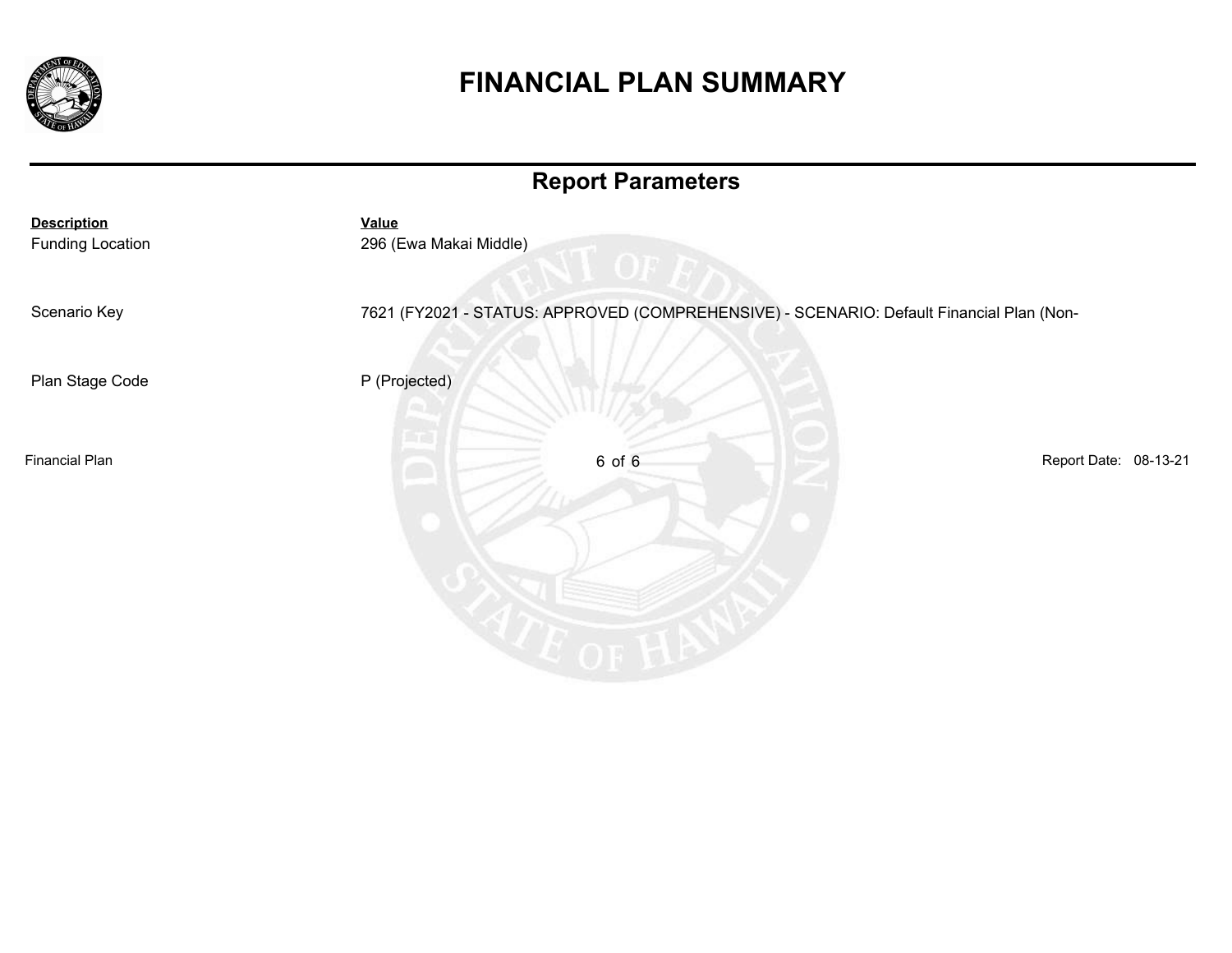# FINANCIAL PLAN SUMMARY

## Report Parameters

| Description | Value |
|---|---|
| Funding Location | 296 (Ewa Makai Middle) |
| Scenario Key | 7621 (FY2021 - STATUS: APPROVED (COMPREHENSIVE) - SCENARIO: Default Financial Plan (Non- |
| Plan Stage Code | P (Projected) |

Financial Plan

Report Date: 08-13-21